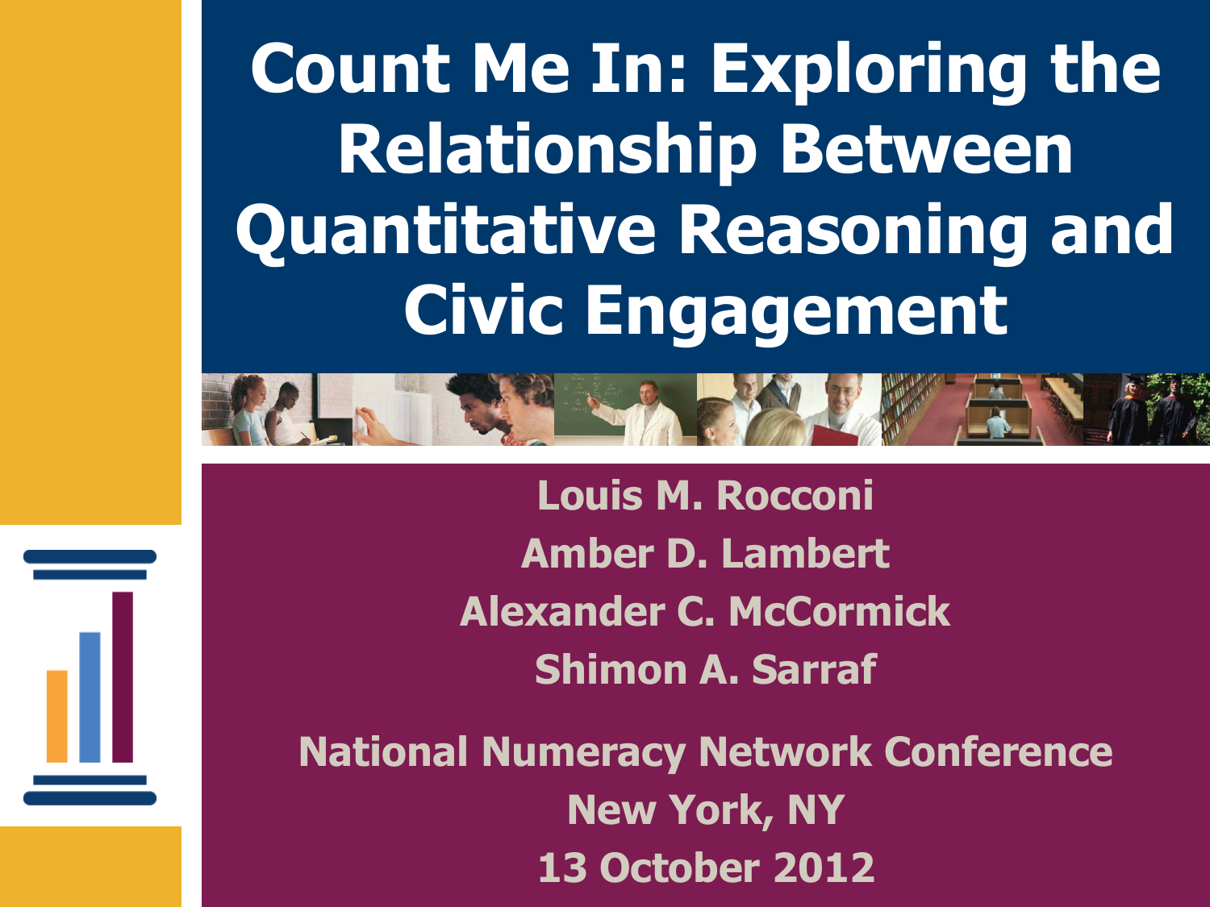# Count Me In: Exploring the Relationship Between Quantitative Reasoning and Civic Engagement

**Louis M. Rocconi**

**Amber D. Lambert**

**Alexander C. McCormick**

**Shimon A. Sarraf**

**National Numeracy Network Conference**

**New York, NY**

**13 October 2012**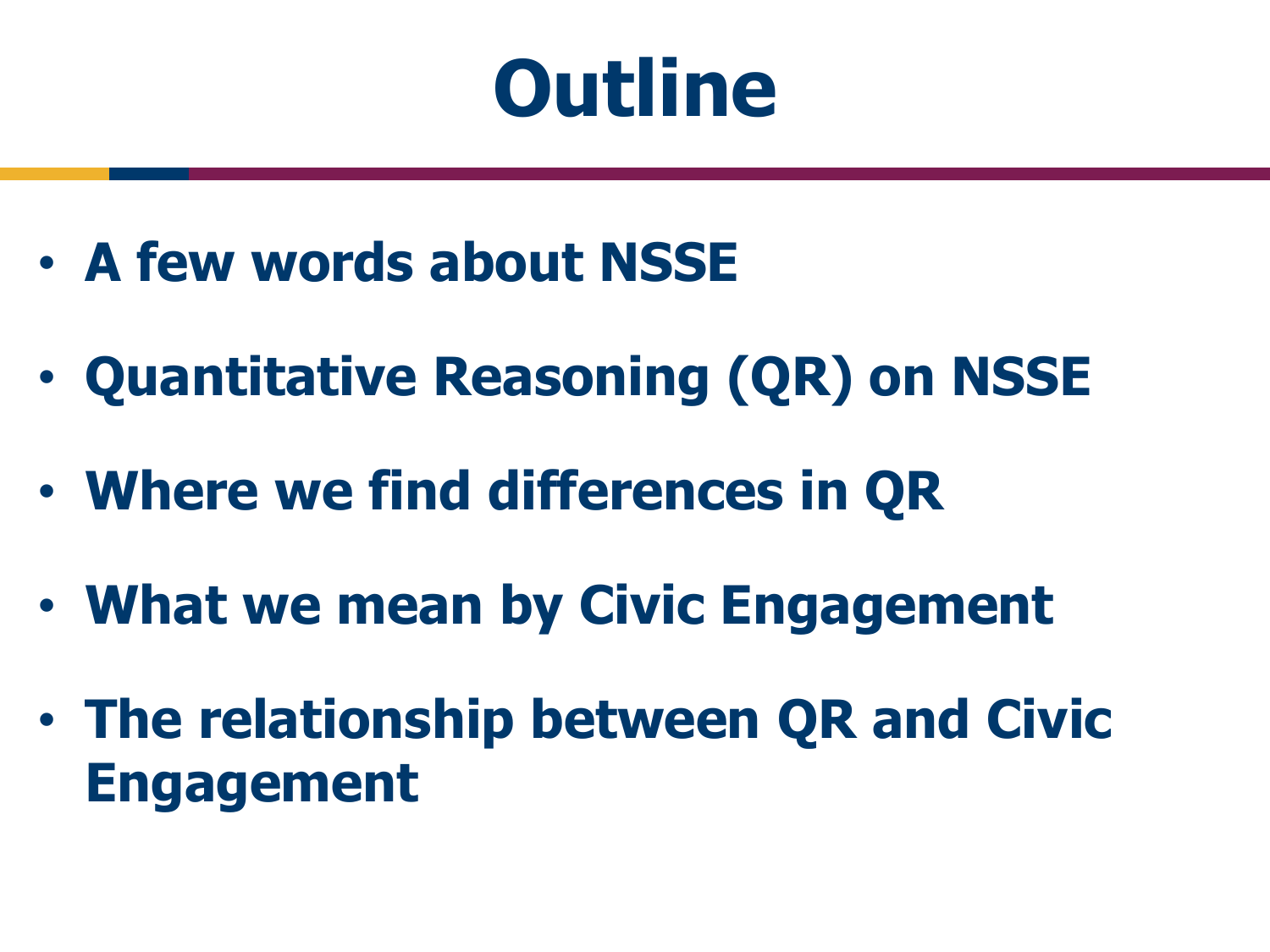# Outline

- **A few words about NSSE**
- **Quantitative Reasoning (QR) on NSSE**
- **Where we find differences in QR**
- **What we mean by Civic Engagement**
- **The relationship between QR and Civic Engagement**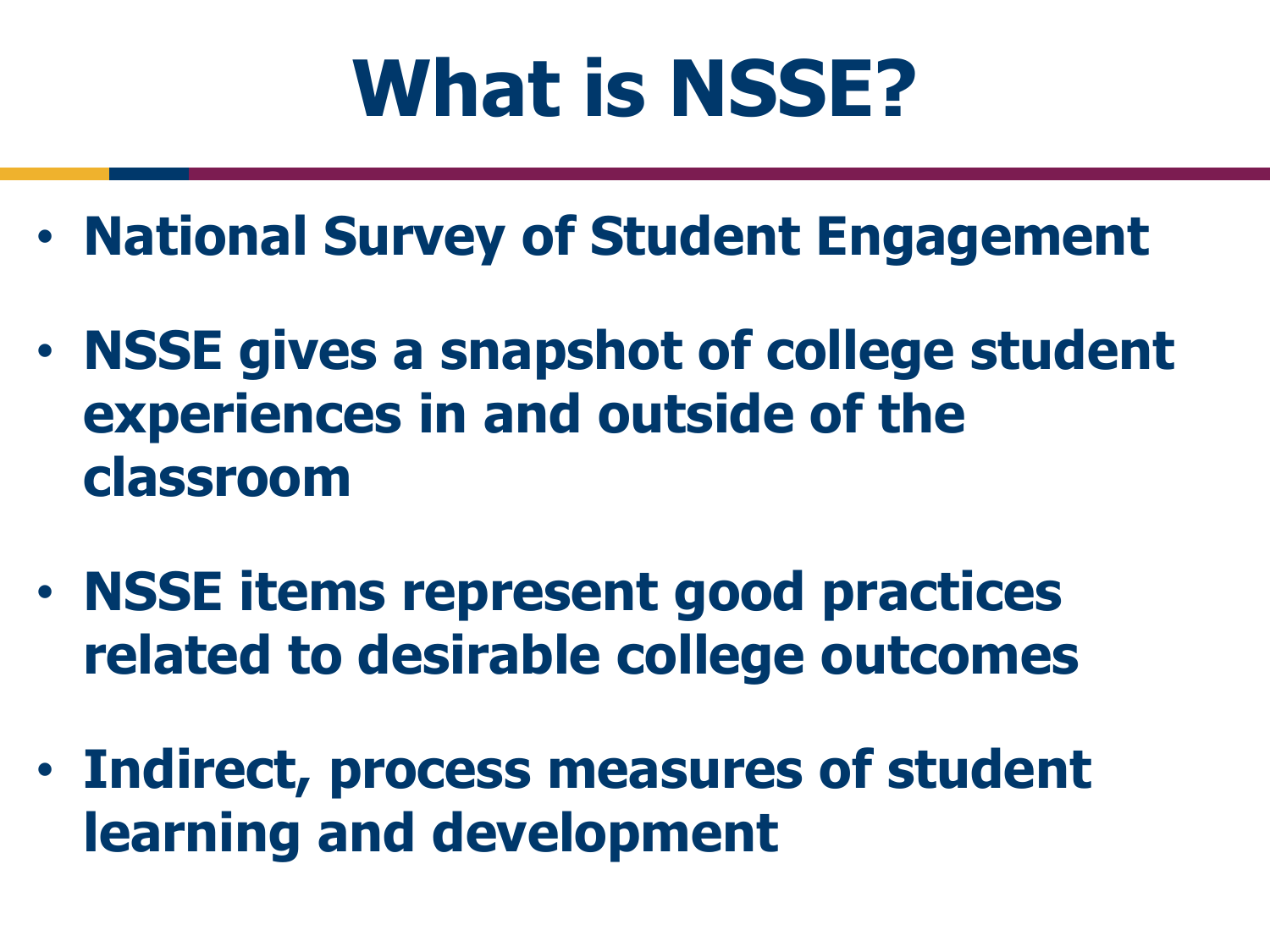# What is NSSE?

- **National Survey of Student Engagement**
- **NSSE gives a snapshot of college student experiences in and outside of the classroom**
- **NSSE items represent good practices related to desirable college outcomes**
- **Indirect, process measures of student learning and development**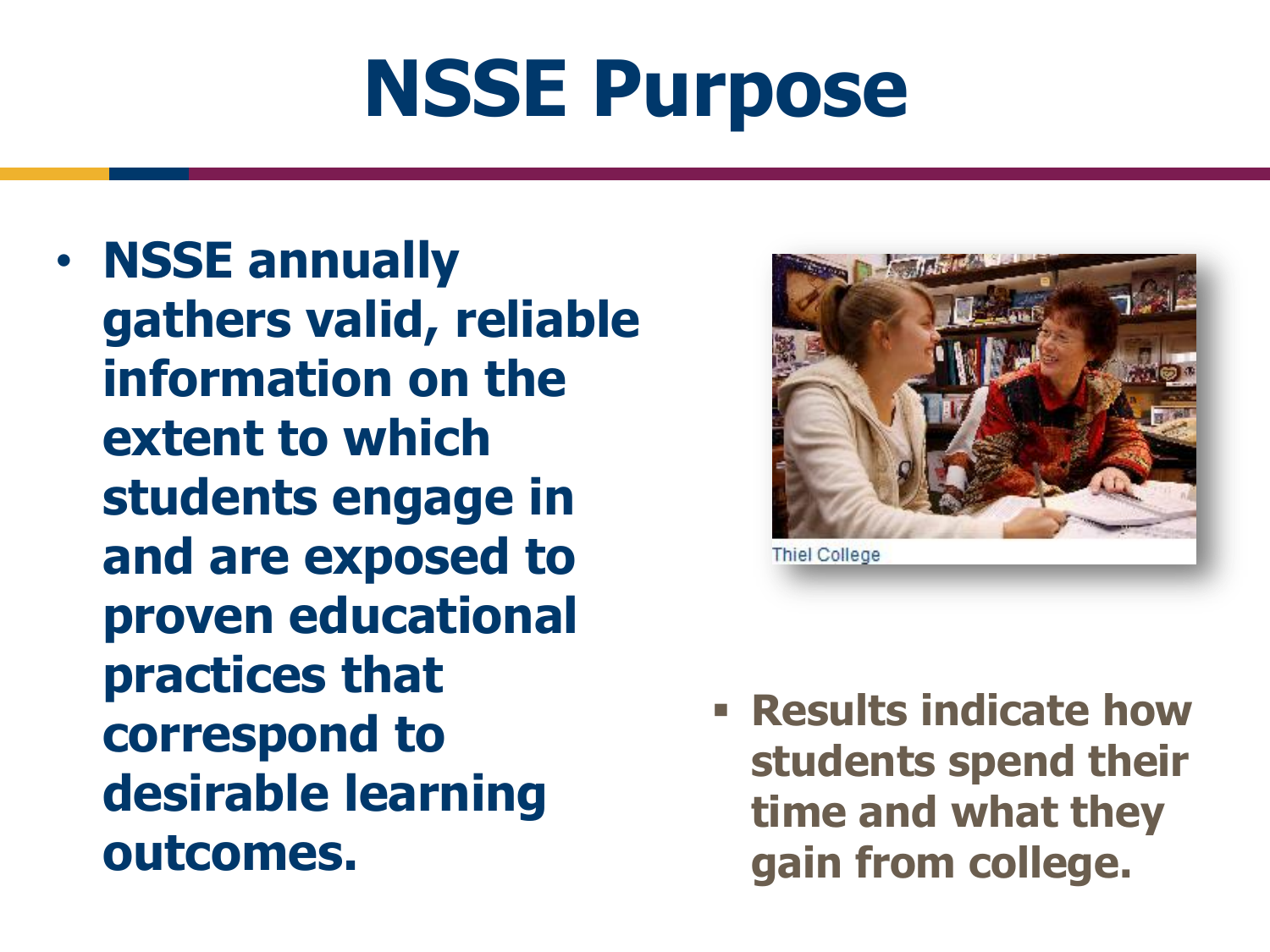# NSSE Purpose

- **NSSE annually gathers valid, reliable information on the extent to which students engage in and are exposed to proven educational practices that correspond to desirable learning outcomes.**

Thiel College

- **Results indicate how students spend their time and what they gain from college.**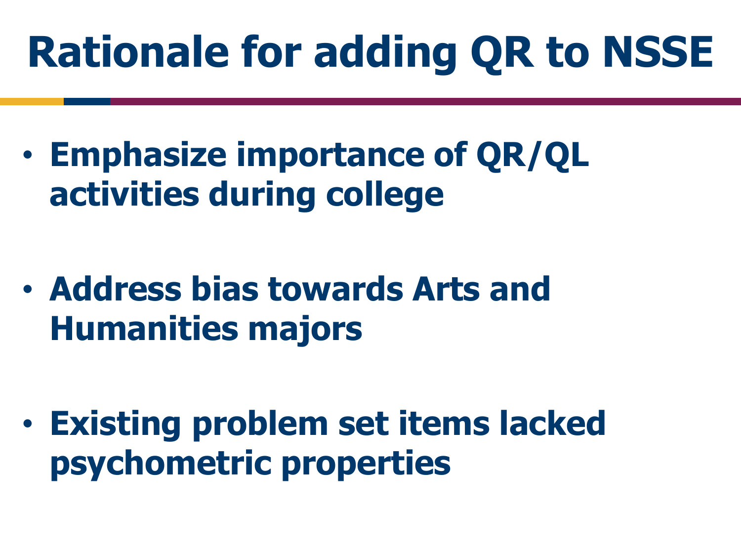# Rationale for adding QR to NSSE

- **Emphasize importance of QR/QL activities during college**
- **Address bias towards Arts and Humanities majors**
- **Existing problem set items lacked psychometric properties**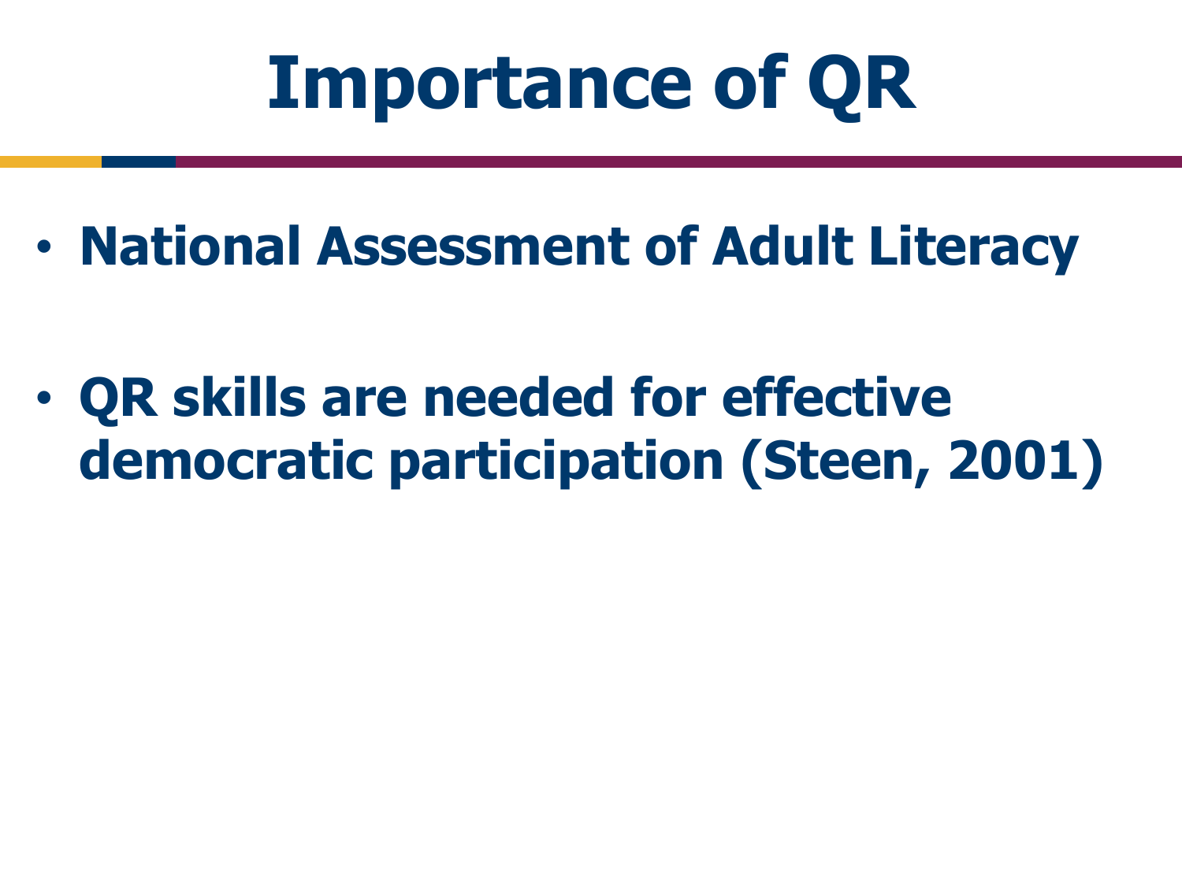# Importance of QR

- **National Assessment of Adult Literacy**
- **QR skills are needed for effective democratic participation (Steen, 2001)**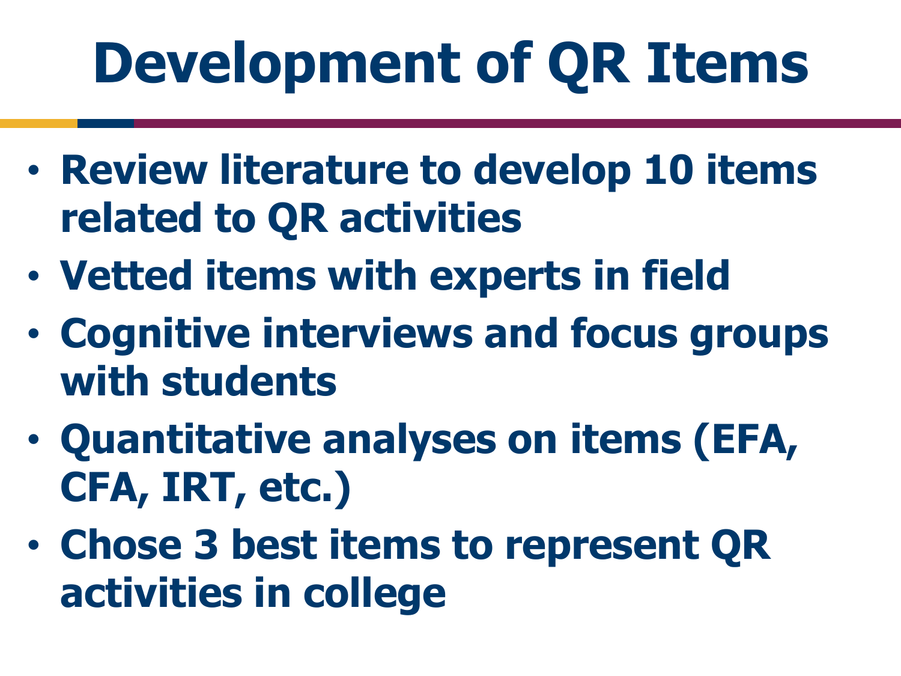# Development of QR Items

- **Review literature to develop 10 items related to QR activities**
- **Vetted items with experts in field**
- **Cognitive interviews and focus groups with students**
- **Quantitative analyses on items (EFA, CFA, IRT, etc.)**
- **Chose 3 best items to represent QR activities in college**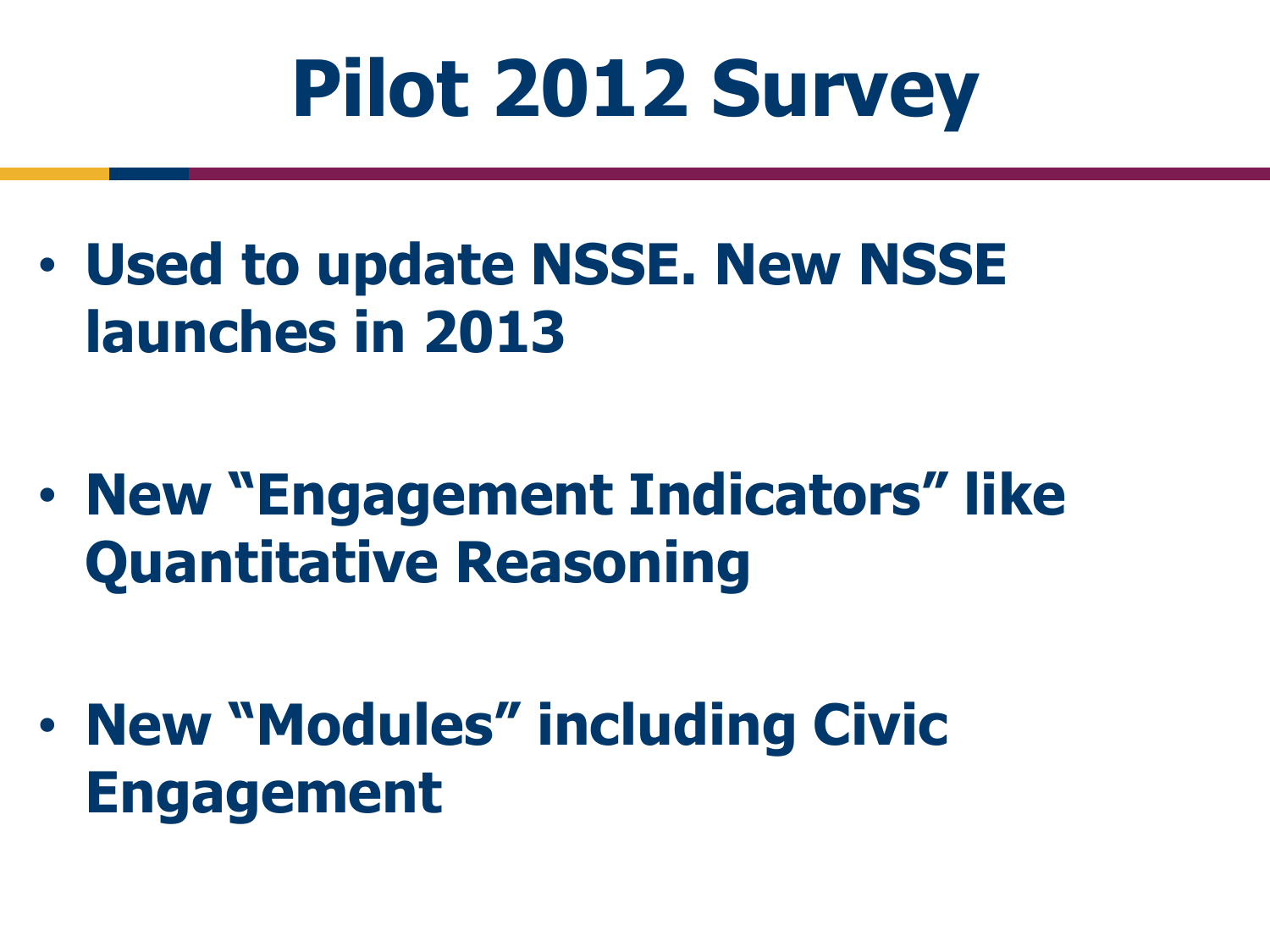# Pilot 2012 Survey

- **Used to update NSSE. New NSSE launches in 2013**
- **New "Engagement Indicators" like Quantitative Reasoning**
- **New "Modules" including Civic Engagement**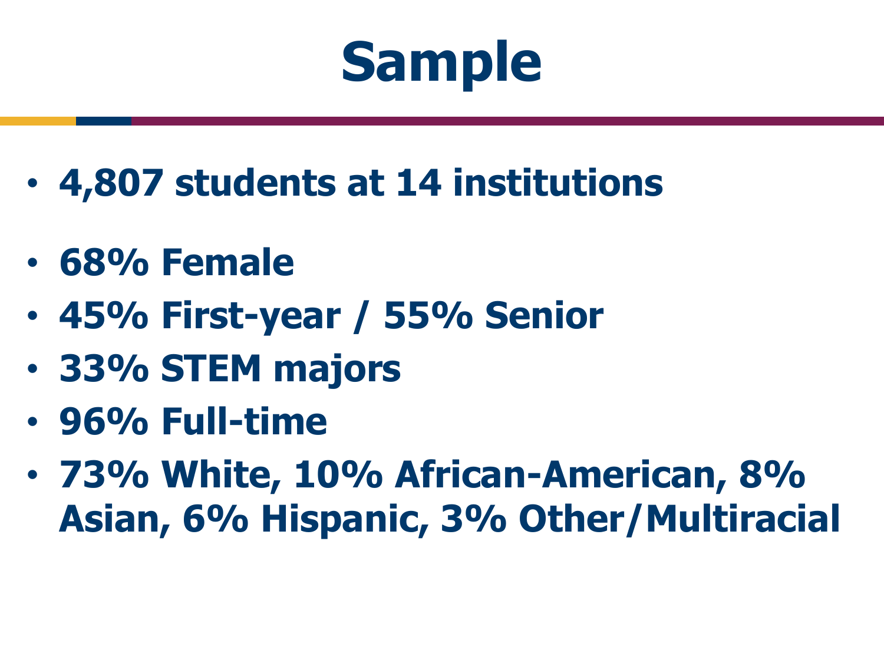# Sample

- **4,807 students at 14 institutions**
- **68% Female**
- **45% First-year / 55% Senior**
- **33% STEM majors**
- **96% Full-time**
- **73% White, 10% African-American, 8% Asian, 6% Hispanic, 3% Other/Multiracial**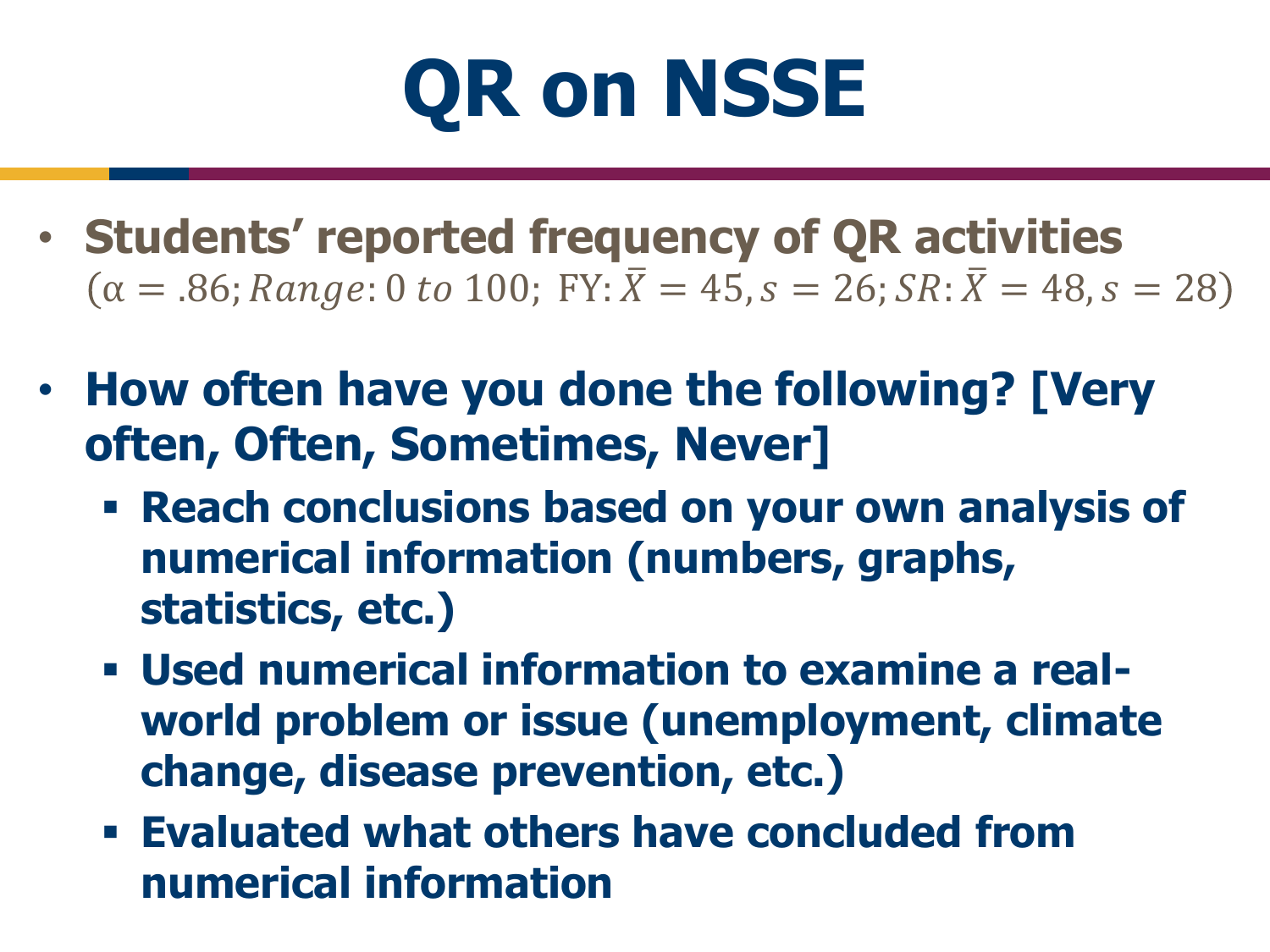# QR on NSSE

- **Students' reported frequency of QR activities**
  $(\alpha = .86; Range: 0\ to\ 100;\ \text{FY}: \bar{X} = 45, s = 26; SR: \bar{X} = 48, s = 28)$

- **How often have you done the following? [Very often, Often, Sometimes, Never]**
  - **Reach conclusions based on your own analysis of numerical information (numbers, graphs, statistics, etc.)**
  - **Used numerical information to examine a real-world problem or issue (unemployment, climate change, disease prevention, etc.)**
  - **Evaluated what others have concluded from numerical information**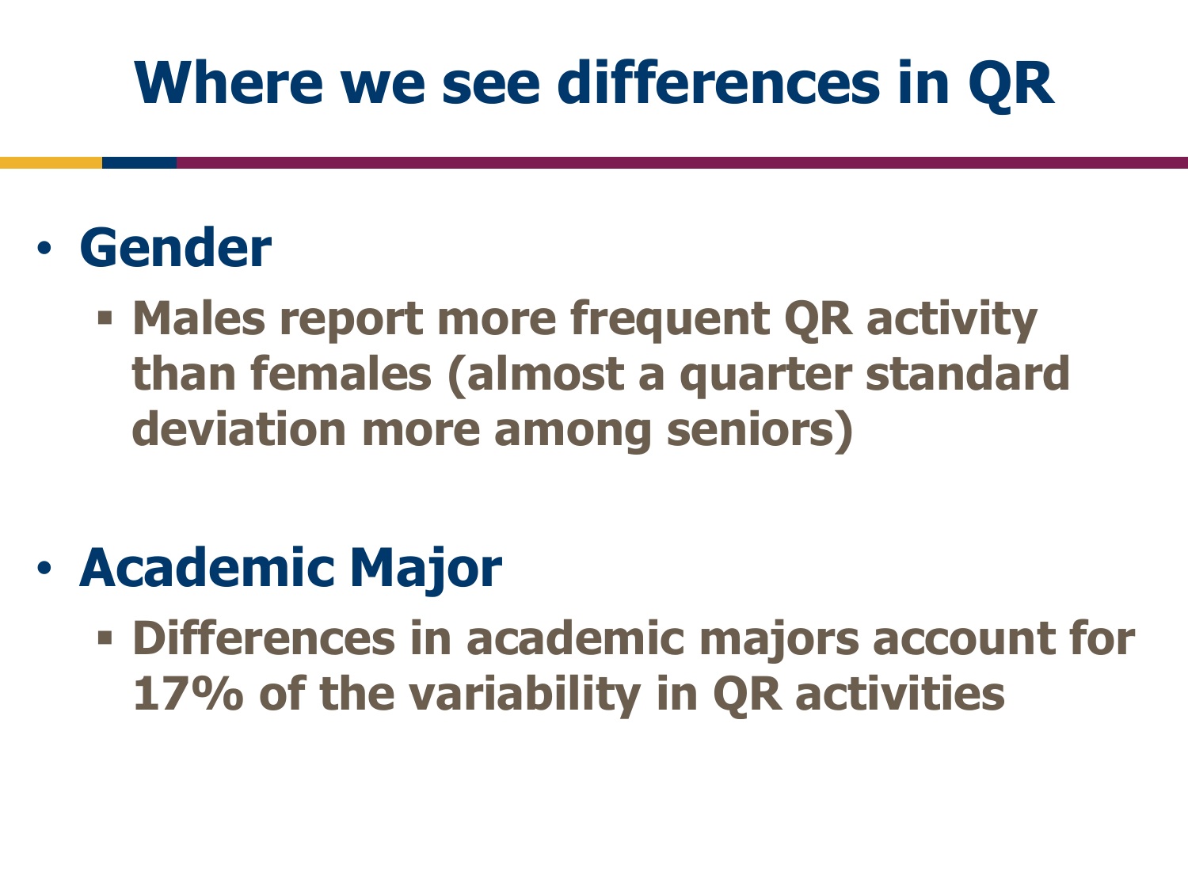# Where we see differences in QR

- **Gender**
  - **Males report more frequent QR activity than females (almost a quarter standard deviation more among seniors)**

- **Academic Major**
  - **Differences in academic majors account for 17% of the variability in QR activities**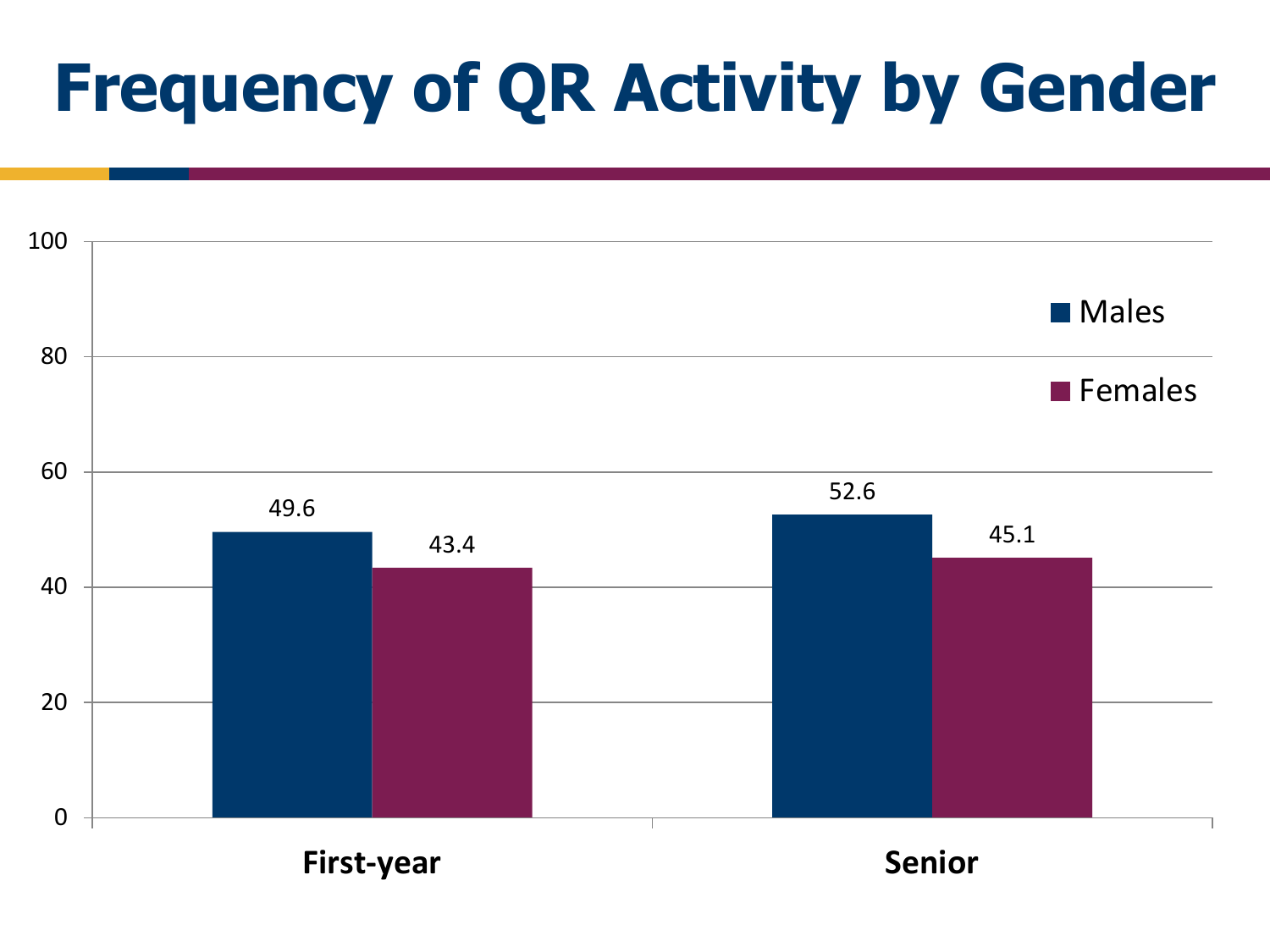# Frequency of QR Activity by Gender

| | Males | Females |
|---|---|---|
| First-year | 49.6 | 43.4 |
| Senior | 52.6 | 45.1 |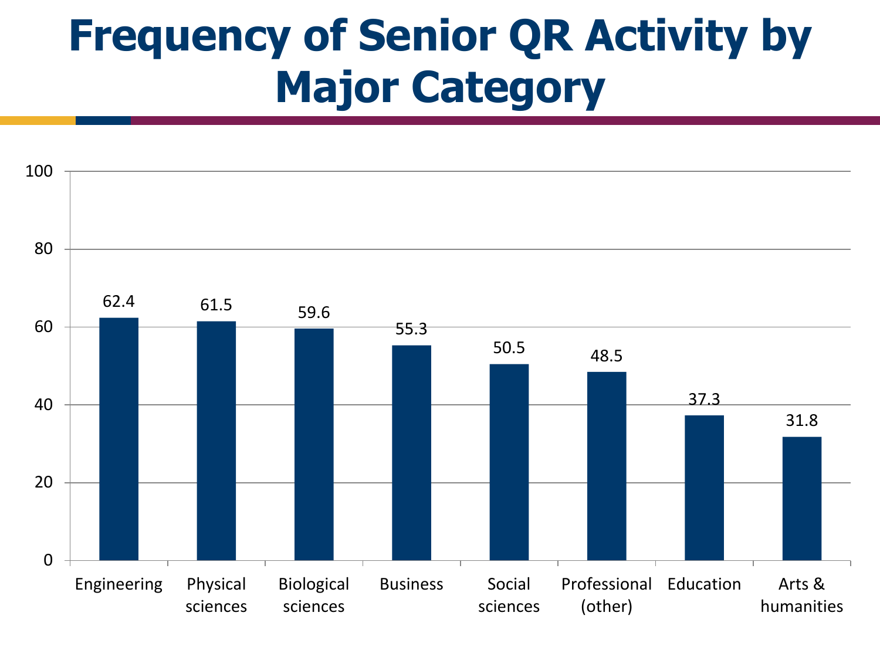# Frequency of Senior QR Activity by Major Category

| Major Category | Value |
|---|---|
| Engineering | 62.4 |
| Physical sciences | 61.5 |
| Biological sciences | 59.6 |
| Business | 55.3 |
| Social sciences | 50.5 |
| Professional (other) | 48.5 |
| Education | 37.3 |
| Arts & humanities | 31.8 |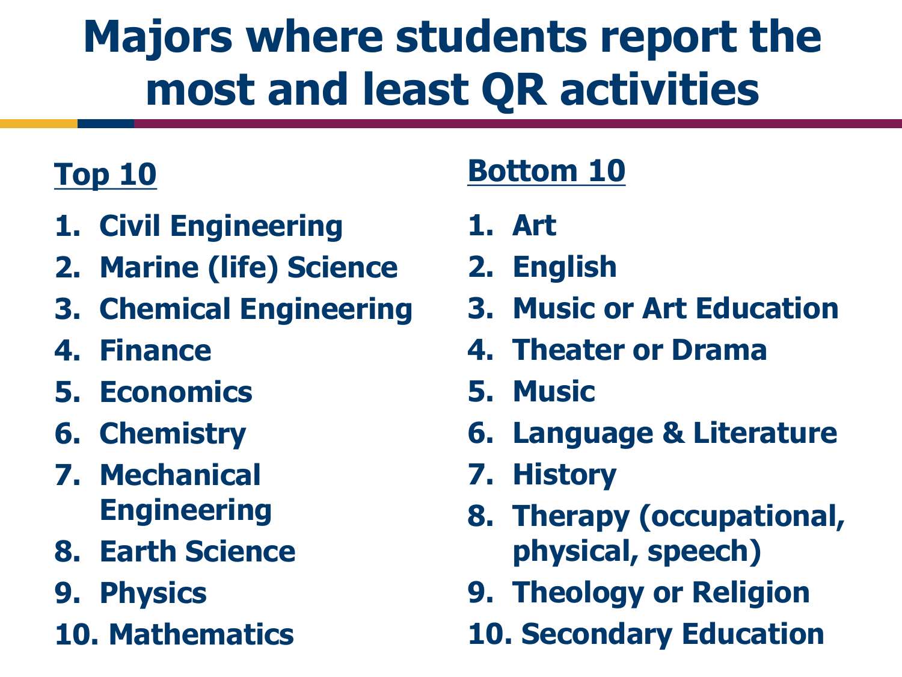# Majors where students report the most and least QR activities

**Top 10**

1. Civil Engineering
2. Marine (life) Science
3. Chemical Engineering
4. Finance
5. Economics
6. Chemistry
7. Mechanical Engineering
8. Earth Science
9. Physics
10. Mathematics

**Bottom 10**

1. Art
2. English
3. Music or Art Education
4. Theater or Drama
5. Music
6. Language & Literature
7. History
8. Therapy (occupational, physical, speech)
9. Theology or Religion
10. Secondary Education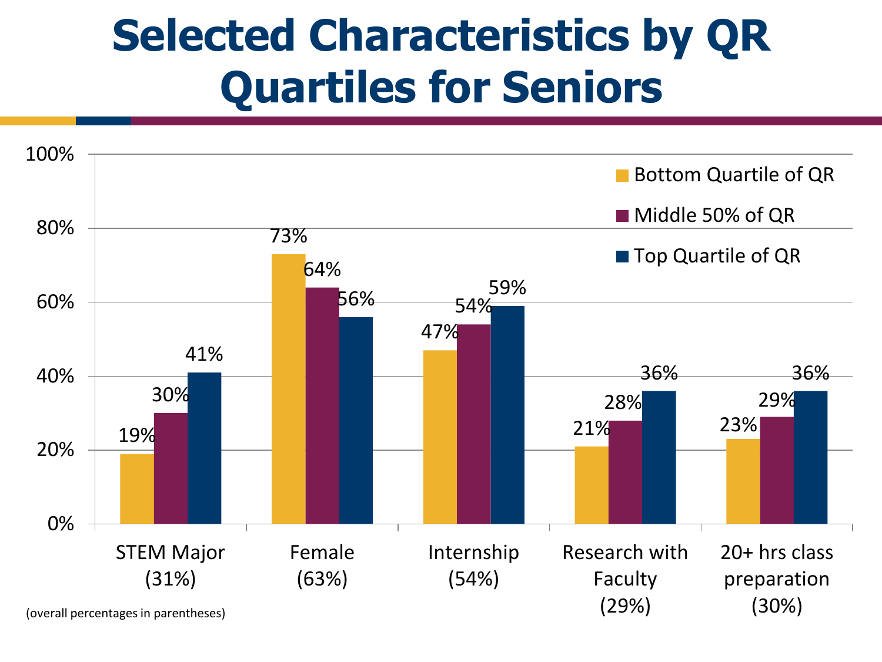# Selected Characteristics by QR Quartiles for Seniors

| | Bottom Quartile of QR | Middle 50% of QR | Top Quartile of QR |
|---|---|---|---|
| STEM Major (31%) | 19% | 30% | 41% |
| Female (63%) | 73% | 64% | 56% |
| Internship (54%) | 47% | 54% | 59% |
| Research with Faculty (29%) | 21% | 28% | 36% |
| 20+ hrs class preparation (30%) | 23% | 29% | 36% |

(overall percentages in parentheses)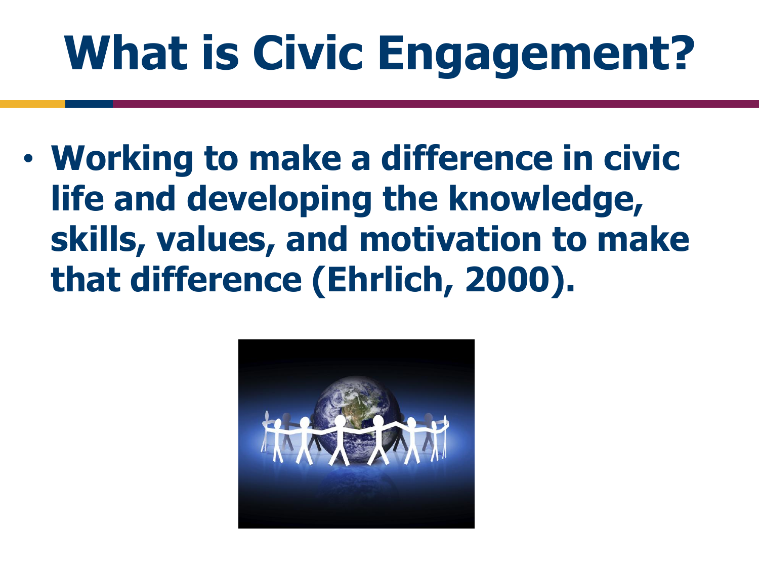# What is Civic Engagement?

- **Working to make a difference in civic life and developing the knowledge, skills, values, and motivation to make that difference (Ehrlich, 2000).**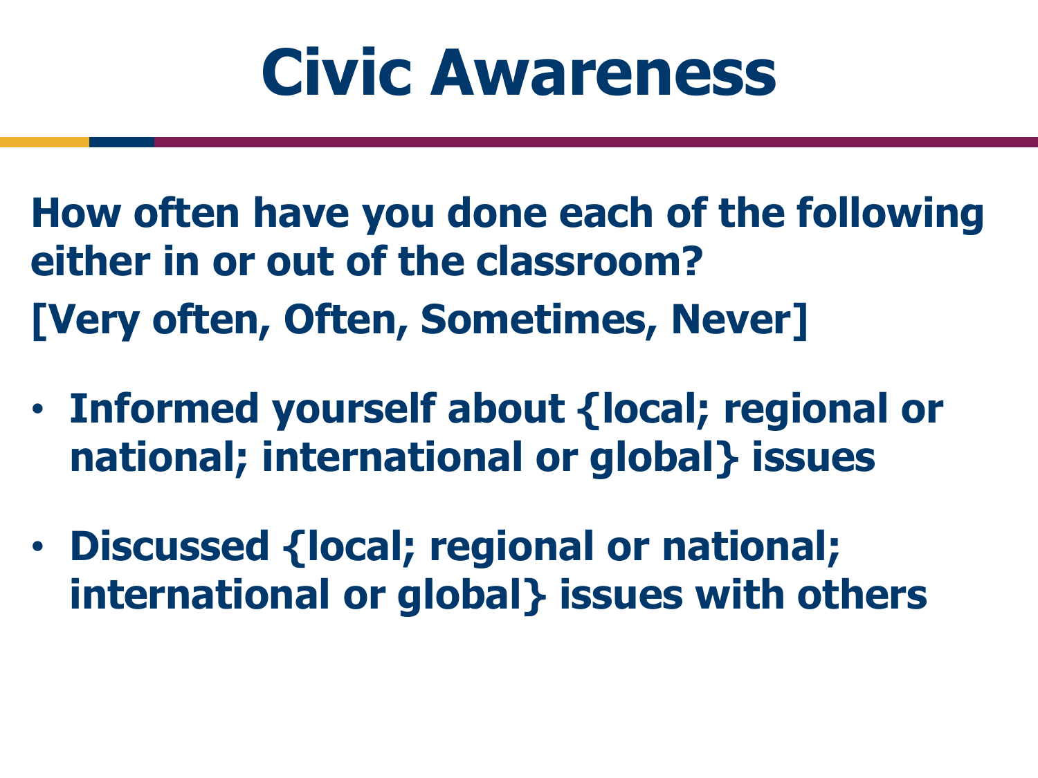# Civic Awareness

**How often have you done each of the following either in or out of the classroom?**

**[Very often, Often, Sometimes, Never]**

- **Informed yourself about {local; regional or national; international or global} issues**
- **Discussed {local; regional or national; international or global} issues with others**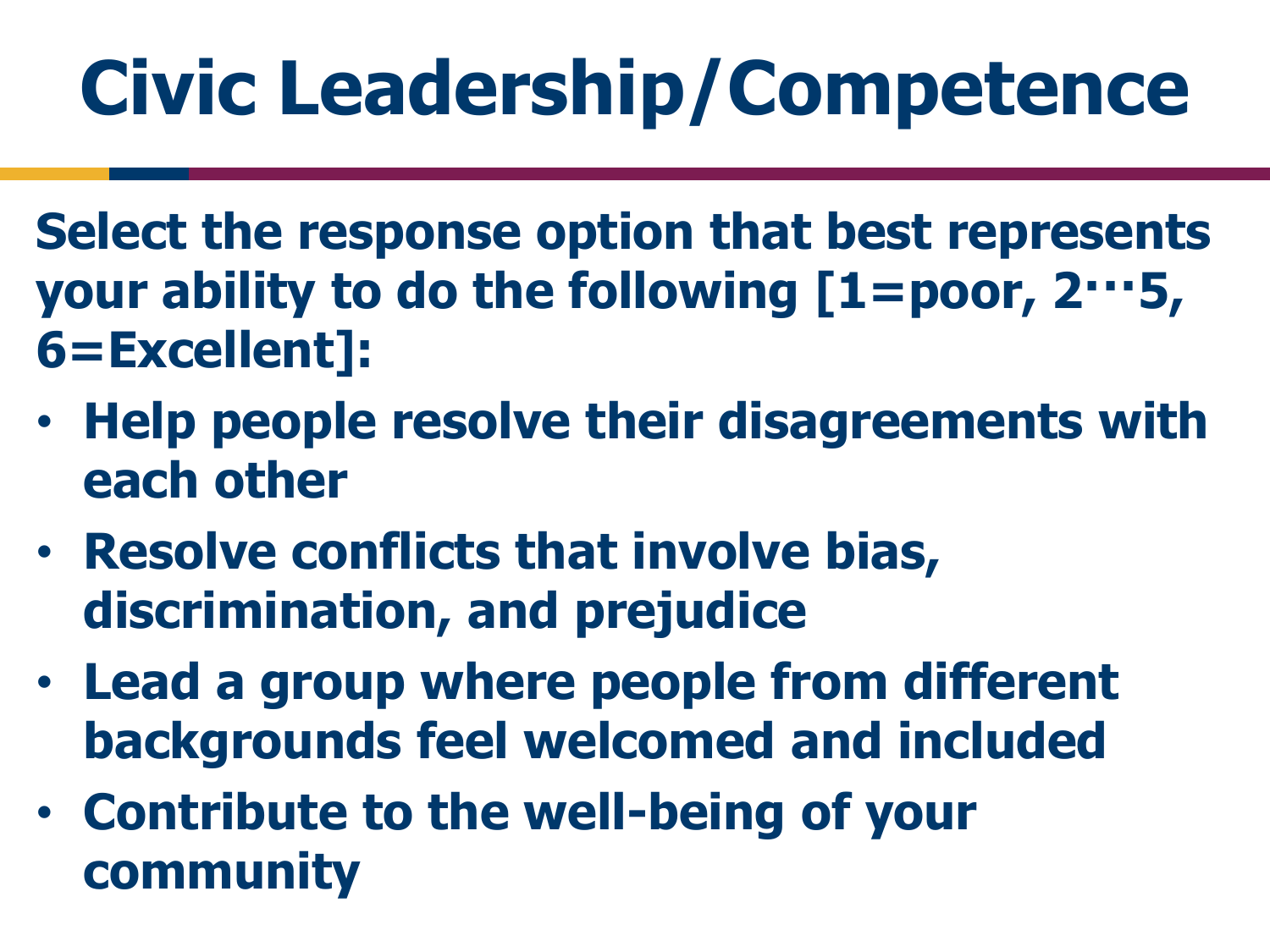# Civic Leadership/Competence

**Select the response option that best represents your ability to do the following [1=poor, 2…5, 6=Excellent]:**

- **Help people resolve their disagreements with each other**
- **Resolve conflicts that involve bias, discrimination, and prejudice**
- **Lead a group where people from different backgrounds feel welcomed and included**
- **Contribute to the well-being of your community**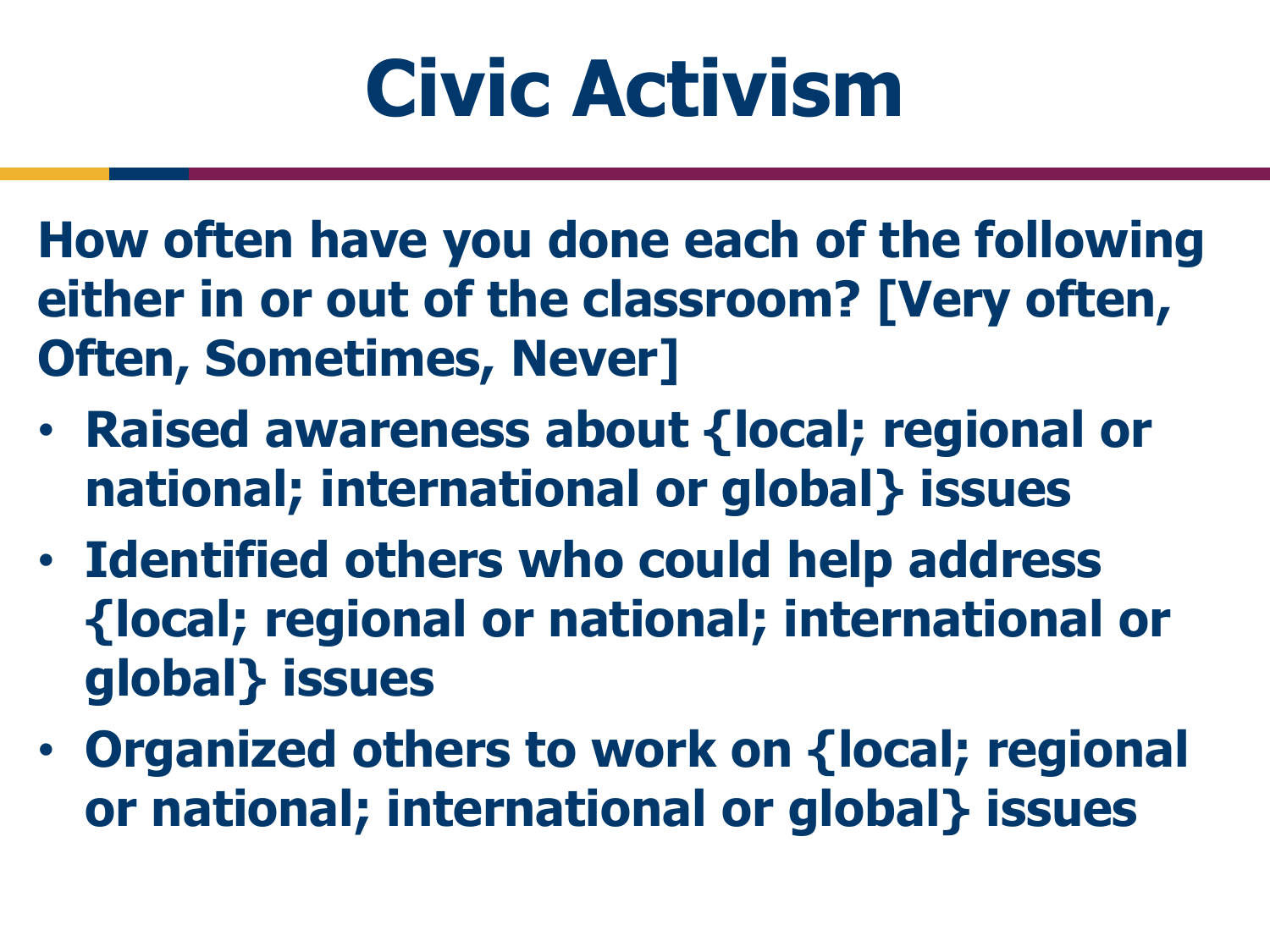# Civic Activism

**How often have you done each of the following either in or out of the classroom? [Very often, Often, Sometimes, Never]**

- **Raised awareness about {local; regional or national; international or global} issues**
- **Identified others who could help address {local; regional or national; international or global} issues**
- **Organized others to work on {local; regional or national; international or global} issues**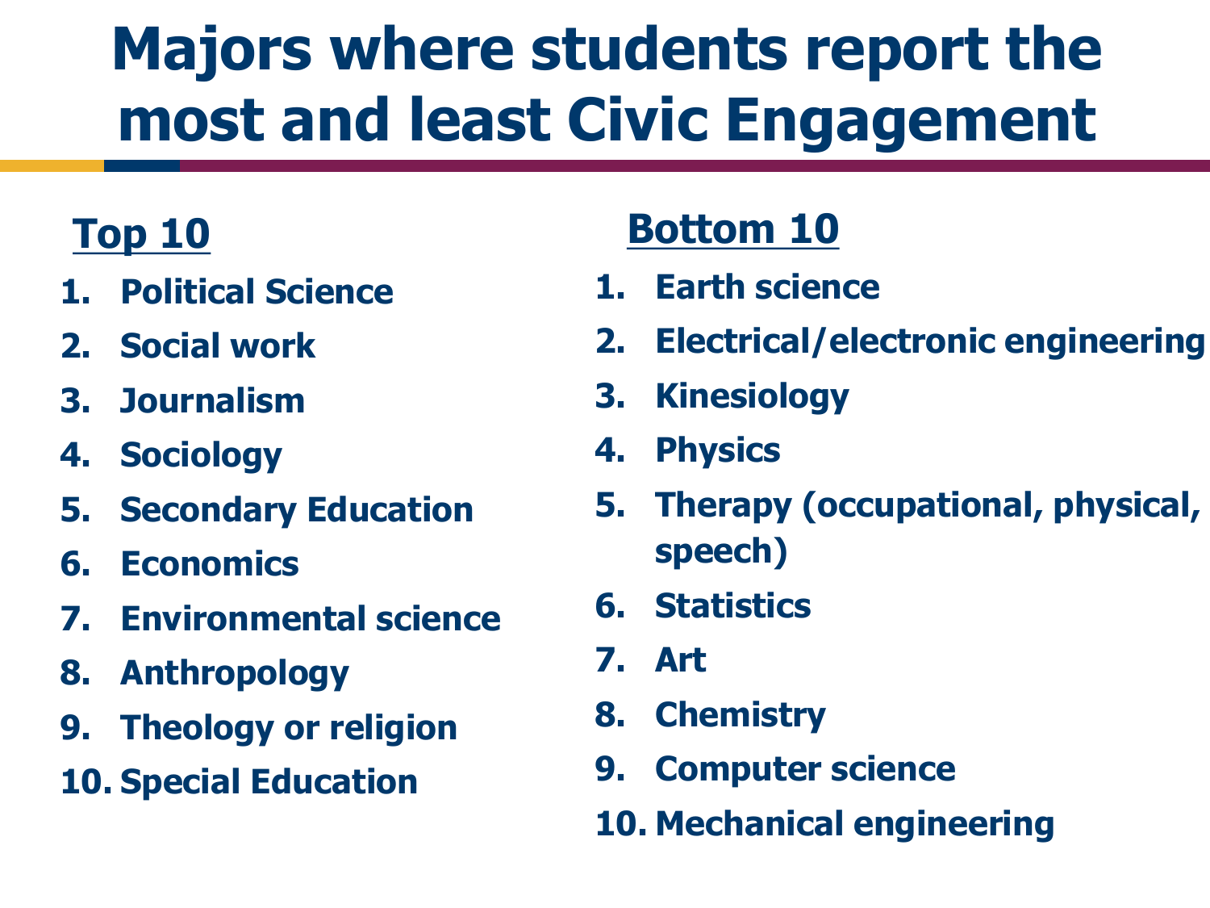# Majors where students report the most and least Civic Engagement

## Top 10

1. Political Science
2. Social work
3. Journalism
4. Sociology
5. Secondary Education
6. Economics
7. Environmental science
8. Anthropology
9. Theology or religion
10. Special Education

## Bottom 10

1. Earth science
2. Electrical/electronic engineering
3. Kinesiology
4. Physics
5. Therapy (occupational, physical, speech)
6. Statistics
7. Art
8. Chemistry
9. Computer science
10. Mechanical engineering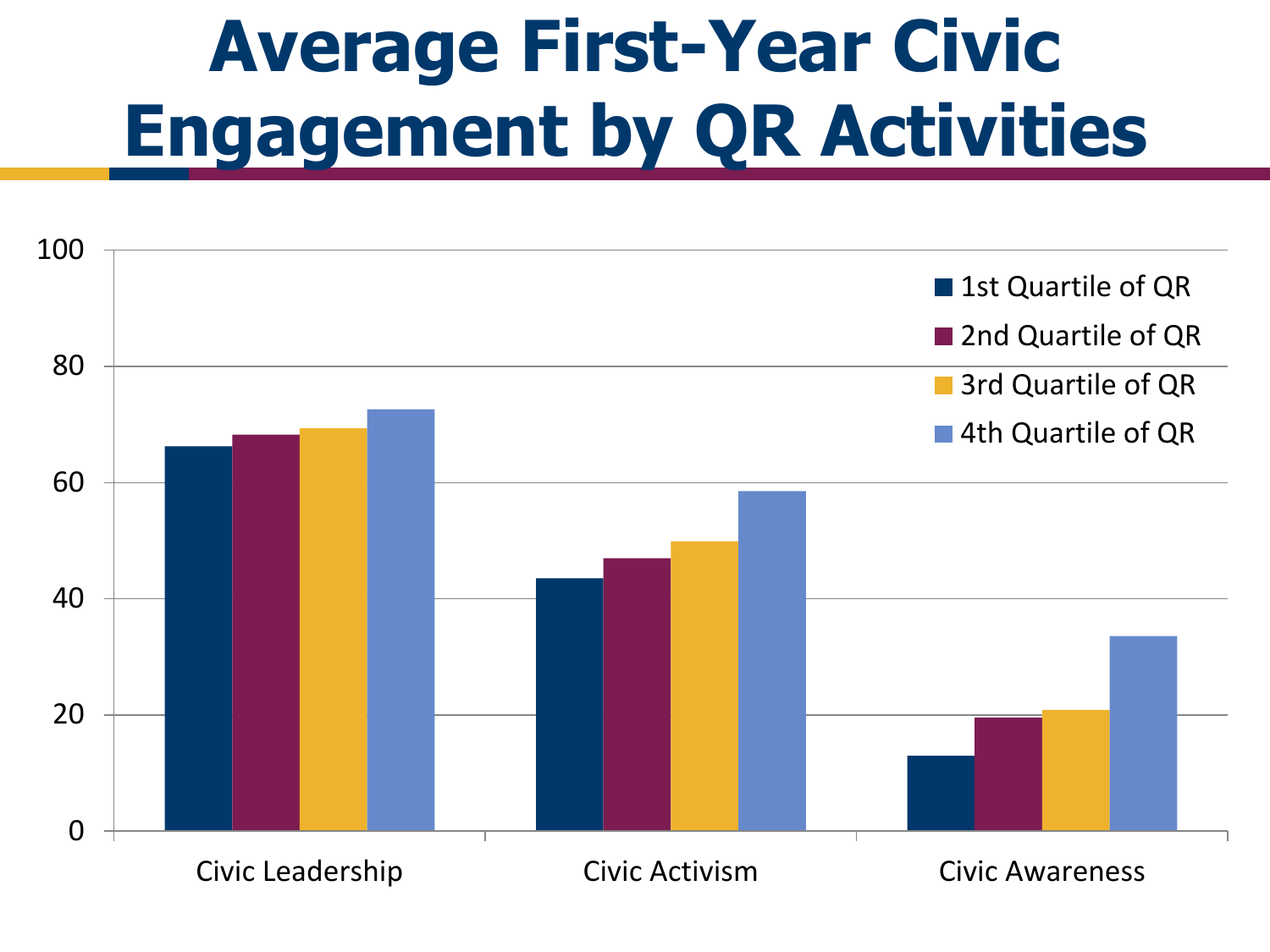# Average First-Year Civic Engagement by QR Activities

100

80

60

40

20

0

- 1st Quartile of QR
- 2nd Quartile of QR
- 3rd Quartile of QR
- 4th Quartile of QR

Civic Leadership | Civic Activism | Civic Awareness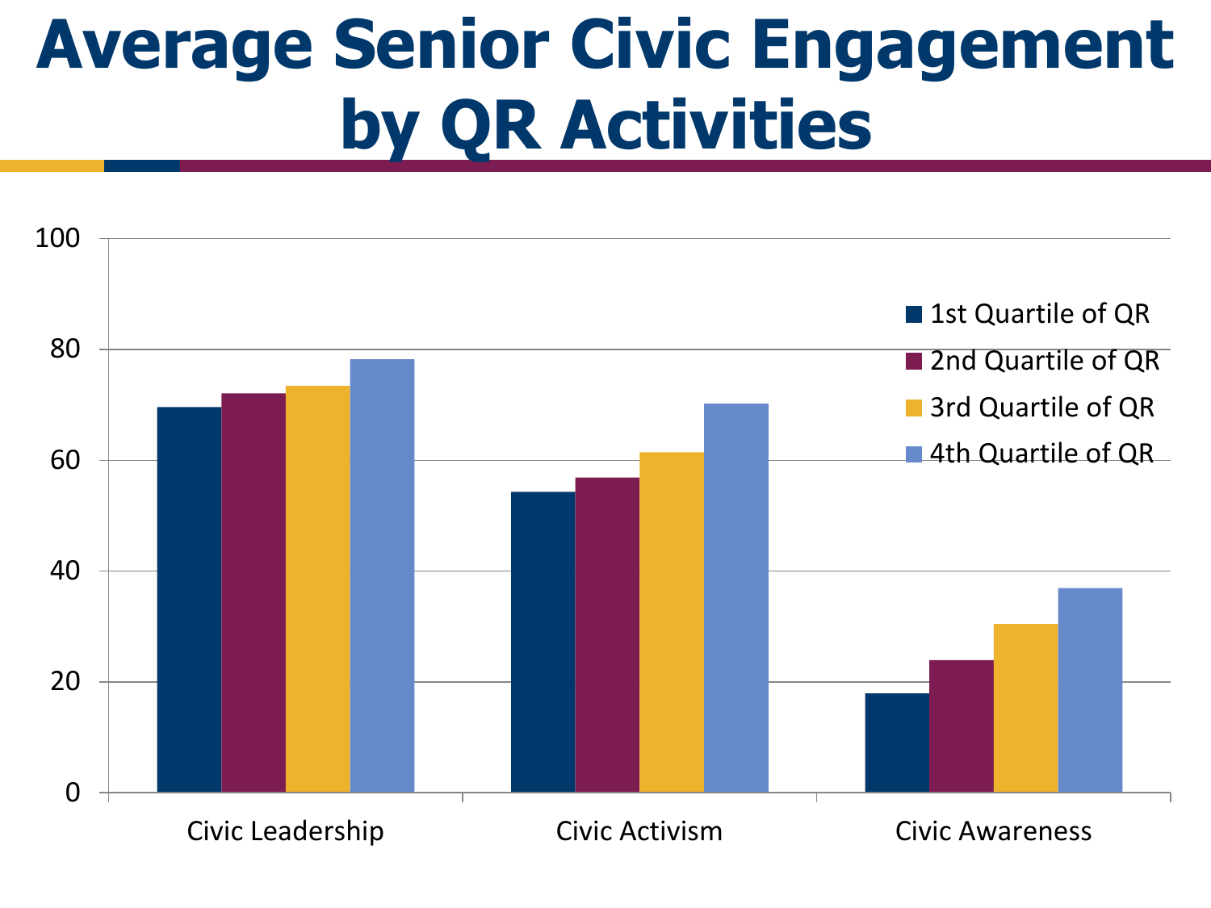# Average Senior Civic Engagement by QR Activities

| | 1st Quartile of QR | 2nd Quartile of QR | 3rd Quartile of QR | 4th Quartile of QR |
|---|---|---|---|---|
| Civic Leadership | 69.5 | 72 | 73.5 | 78 |
| Civic Activism | 54 | 57 | 61.5 | 70 |
| Civic Awareness | 18 | 24 | 30.5 | 37 |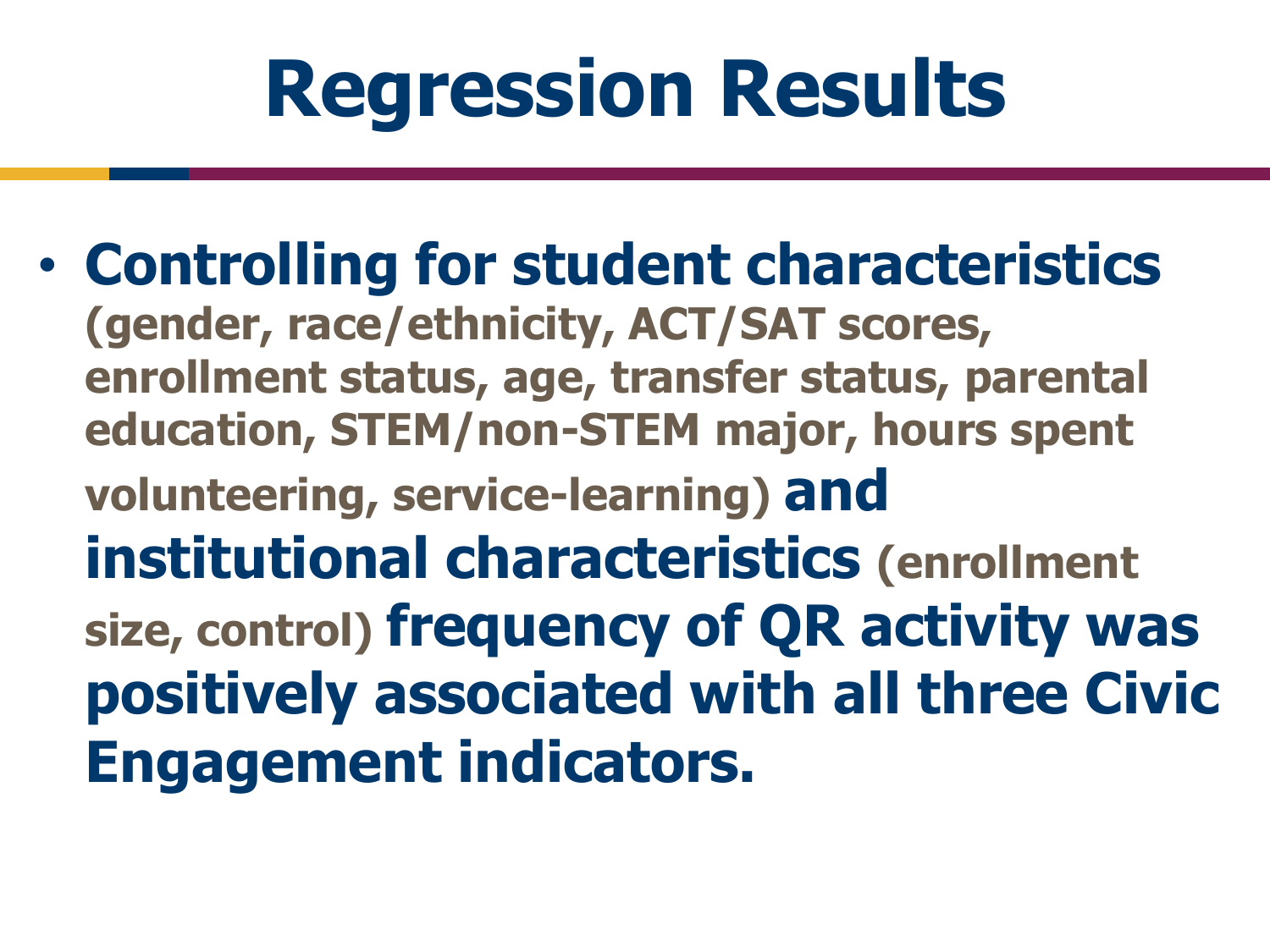# Regression Results

- **Controlling for student characteristics** (gender, race/ethnicity, ACT/SAT scores, enrollment status, age, transfer status, parental education, STEM/non-STEM major, hours spent volunteering, service-learning) **and institutional characteristics** (enrollment size, control) **frequency of QR activity was positively associated with all three Civic Engagement indicators.**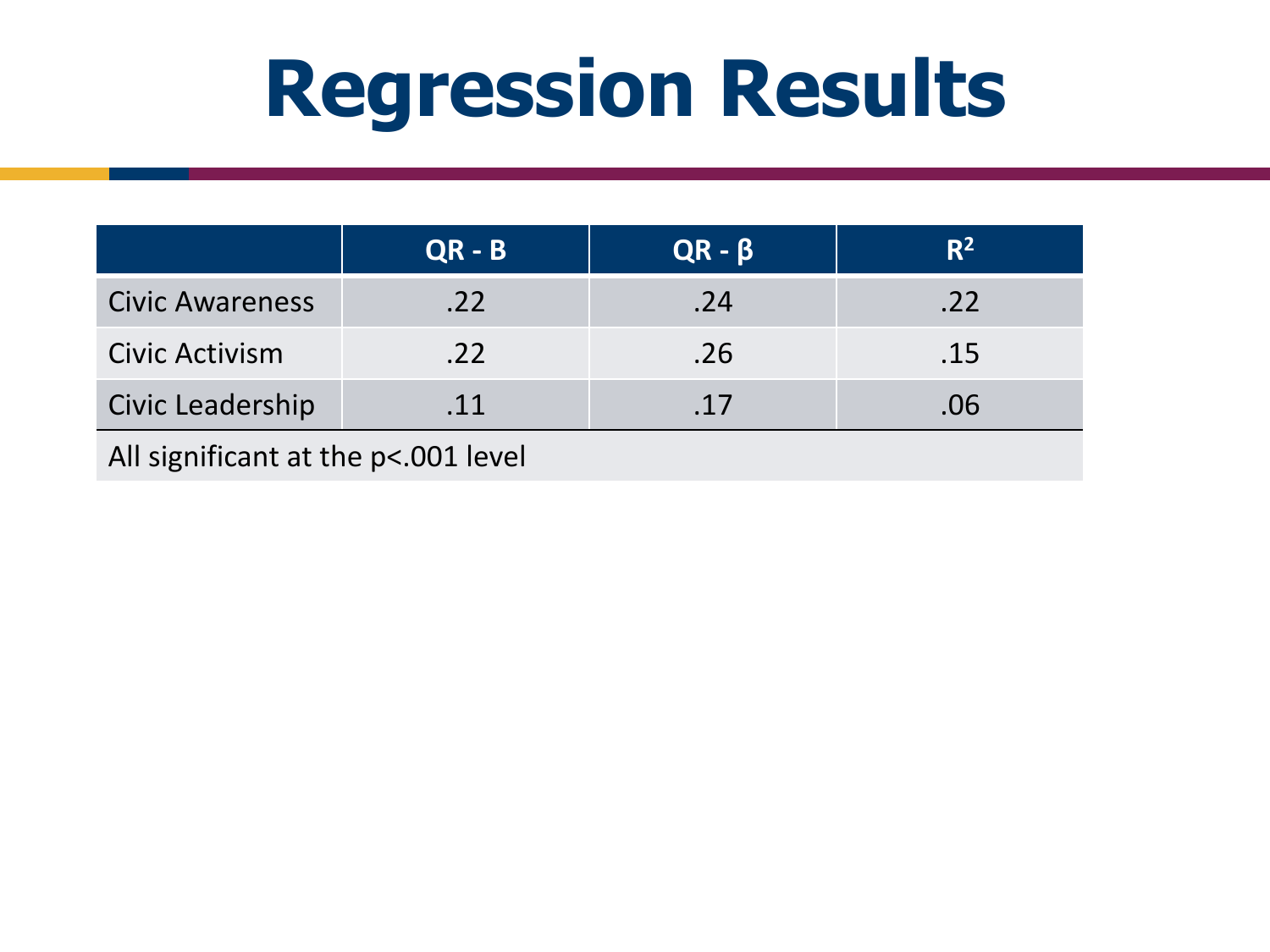# Regression Results

| | QR - B | QR - β | $R^2$ |
|---|---|---|---|
| Civic Awareness | .22 | .24 | .22 |
| Civic Activism | .22 | .26 | .15 |
| Civic Leadership | .11 | .17 | .06 |
| All significant at the $p<.001$ level | | | |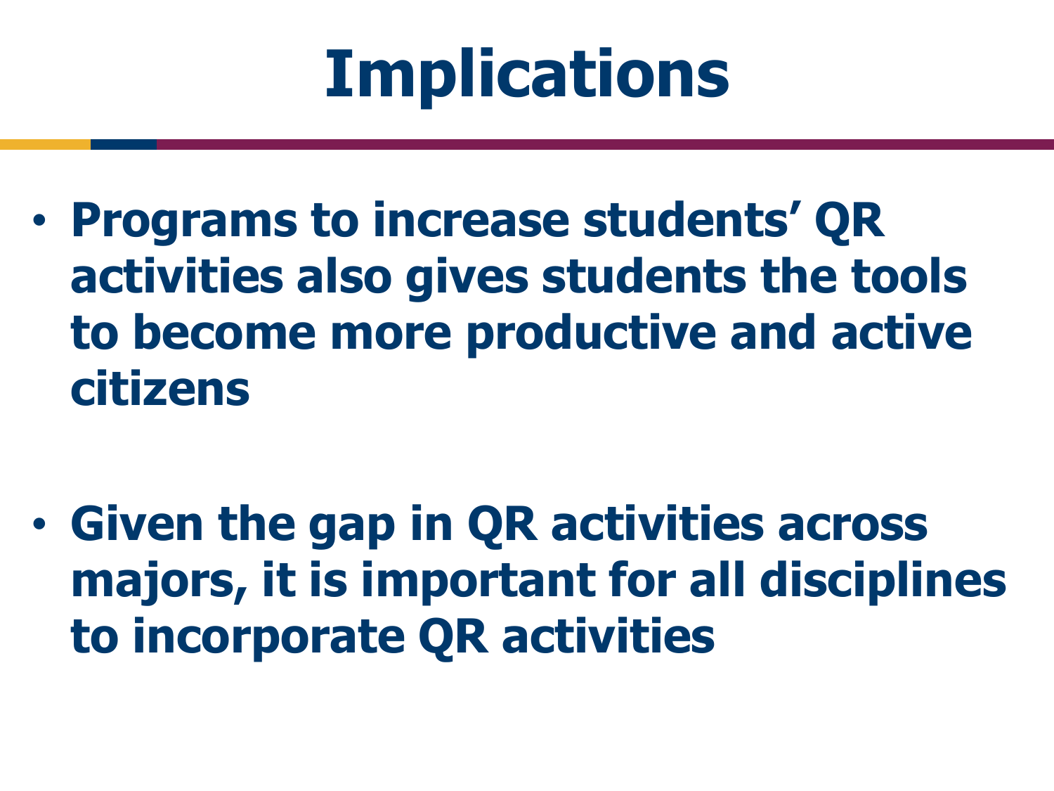# Implications

- **Programs to increase students' QR activities also gives students the tools to become more productive and active citizens**

- **Given the gap in QR activities across majors, it is important for all disciplines to incorporate QR activities**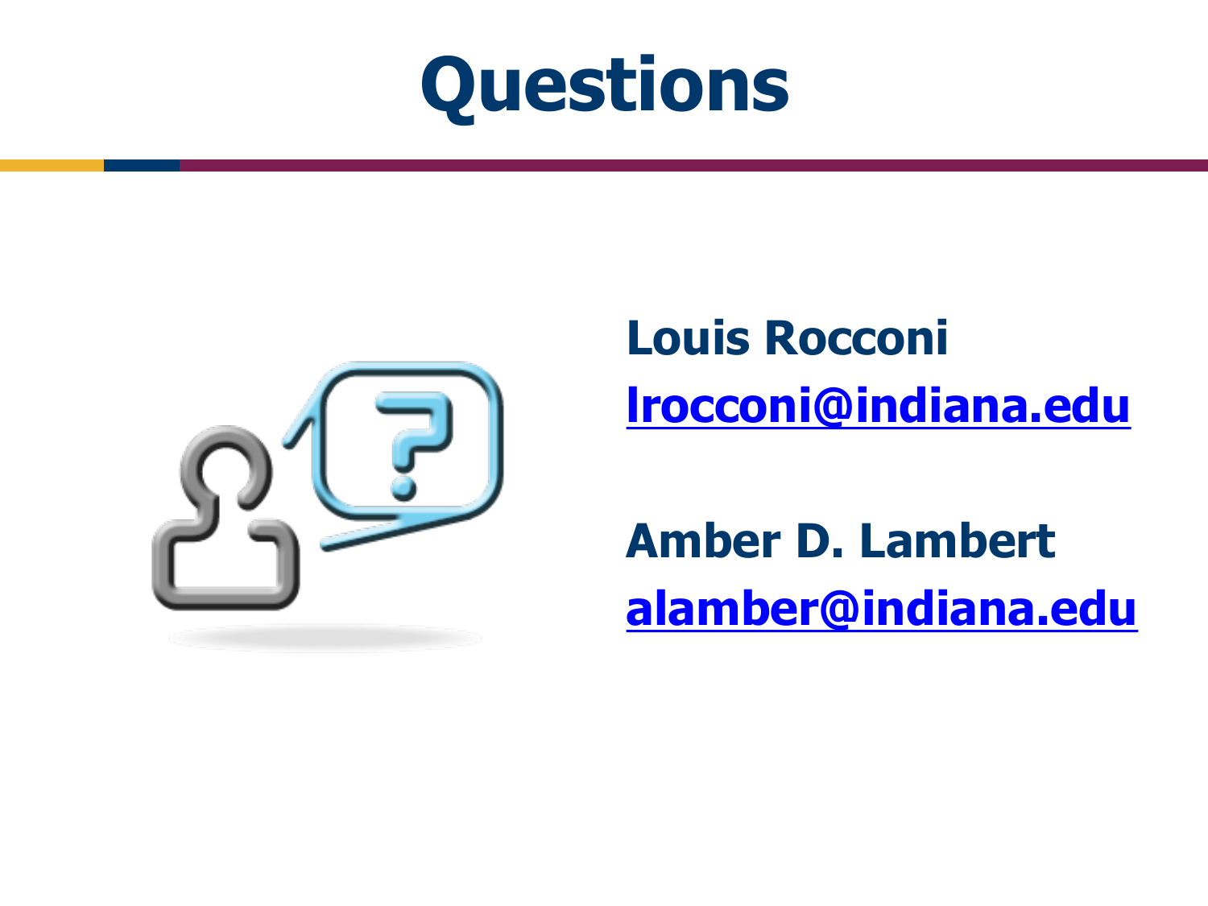# Questions

**Louis Rocconi**
**lrocconi@indiana.edu**

**Amber D. Lambert**
**alamber@indiana.edu**